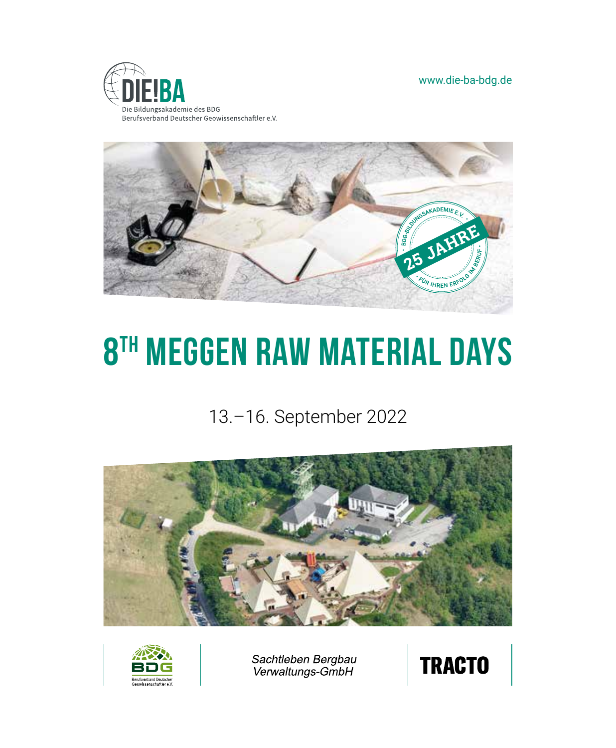DIE!BA

Die Bildungsakademie des BDG
Berufsverband Deutscher Geowissenschaftler e.V.

www.die-ba-bdg.de

BDG-Bildungsakademie e.V. · 25 Jahre · Für Ihren Erfolg im Beruf

# 8TH MEGGEN RAW MATERIAL DAYS

13.–16. September 2022

BDG Berufsverband Deutscher Geowissenschaftler e.V.

*Sachtleben Bergbau Verwaltungs-GmbH*

TRACTO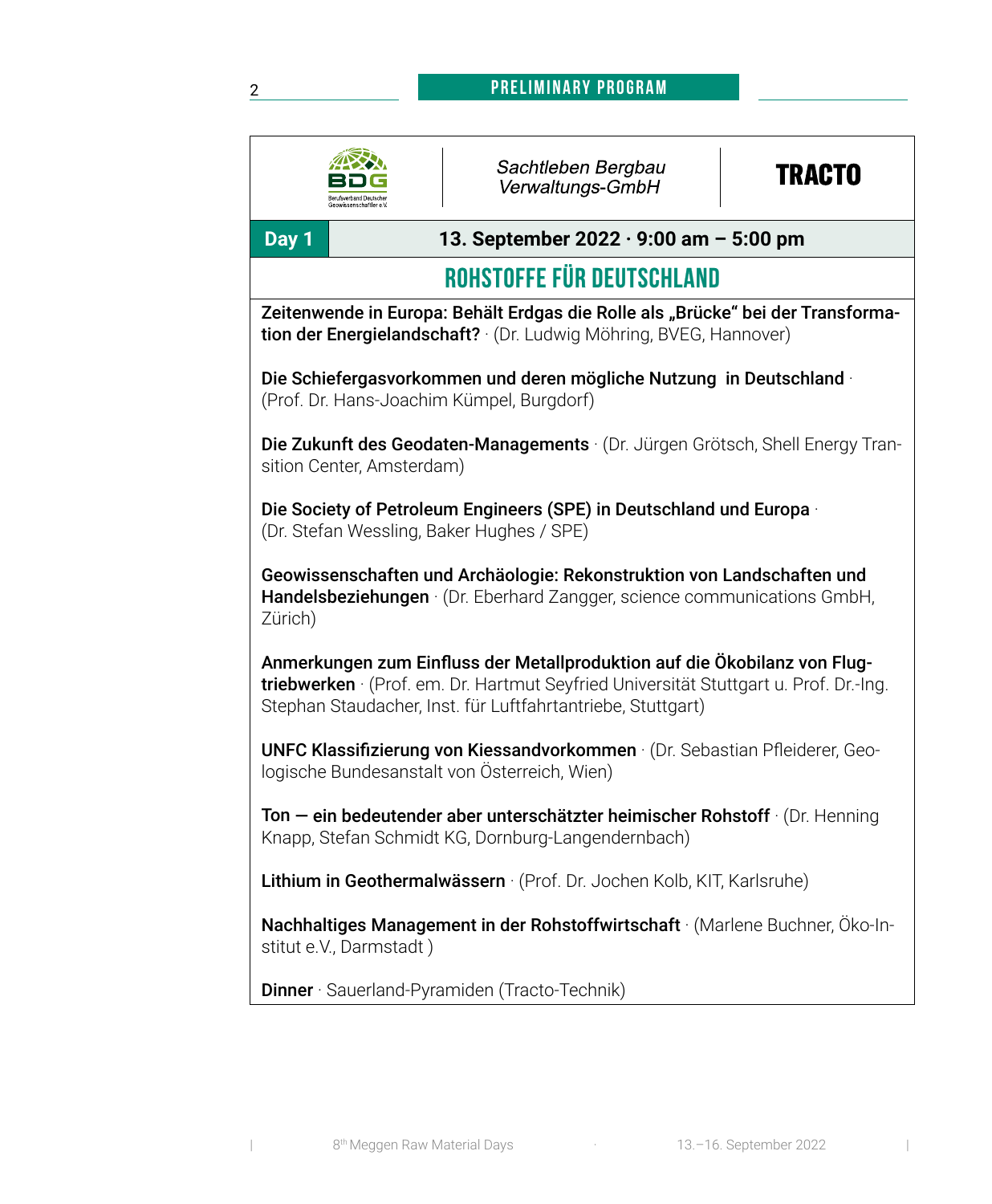## PRELIMINARY PROGRAM

BDG Berufsverband Deutscher Geowissenschaftler e.V. | *Sachtleben Bergbau Verwaltungs-GmbH* | **TRACTO**

**Day 1** | **13. September 2022 · 9:00 am – 5:00 pm**

# ROHSTOFFE FÜR DEUTSCHLAND

**Zeitenwende in Europa: Behält Erdgas die Rolle als „Brücke" bei der Transformation der Energielandschaft?** · (Dr. Ludwig Möhring, BVEG, Hannover)

**Die Schiefergasvorkommen und deren mögliche Nutzung in Deutschland** · (Prof. Dr. Hans-Joachim Kümpel, Burgdorf)

**Die Zukunft des Geodaten-Managements** · (Dr. Jürgen Grötsch, Shell Energy Transition Center, Amsterdam)

**Die Society of Petroleum Engineers (SPE) in Deutschland und Europa** · (Dr. Stefan Wessling, Baker Hughes / SPE)

**Geowissenschaften und Archäologie: Rekonstruktion von Landschaften und Handelsbeziehungen** · (Dr. Eberhard Zangger, science communications GmbH, Zürich)

**Anmerkungen zum Einfluss der Metallproduktion auf die Ökobilanz von Flugtriebwerken** · (Prof. em. Dr. Hartmut Seyfried Universität Stuttgart u. Prof. Dr.-Ing. Stephan Staudacher, Inst. für Luftfahrtantriebe, Stuttgart)

**UNFC Klassifizierung von Kiessandvorkommen** · (Dr. Sebastian Pfleiderer, Geologische Bundesanstalt von Österreich, Wien)

**Ton — ein bedeutender aber unterschätzter heimischer Rohstoff** · (Dr. Henning Knapp, Stefan Schmidt KG, Dornburg-Langendernbach)

**Lithium in Geothermalwässern** · (Prof. Dr. Jochen Kolb, KIT, Karlsruhe)

**Nachhaltiges Management in der Rohstoffwirtschaft** · (Marlene Buchner, Öko-Institut e.V., Darmstadt )

**Dinner** · Sauerland-Pyramiden (Tracto-Technik)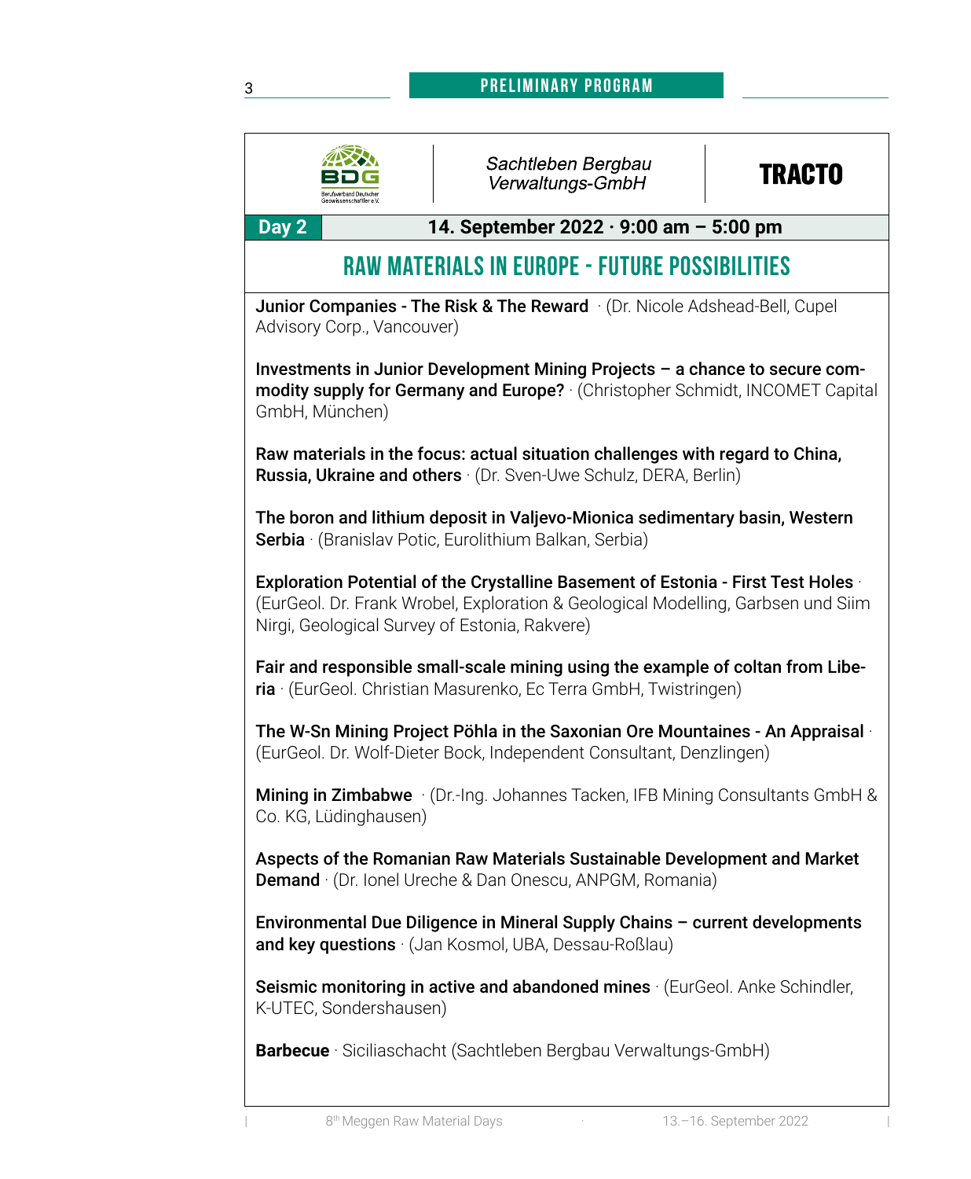Sachtleben Bergbau Verwaltungs-GmbH

**Day 2** | **14. September 2022 · 9:00 am – 5:00 pm**

## RAW MATERIALS IN EUROPE - FUTURE POSSIBILITIES

**Junior Companies - The Risk & The Reward** · (Dr. Nicole Adshead-Bell, Cupel Advisory Corp., Vancouver)

**Investments in Junior Development Mining Projects – a chance to secure commodity supply for Germany and Europe?** · (Christopher Schmidt, INCOMET Capital GmbH, München)

**Raw materials in the focus: actual situation challenges with regard to China, Russia, Ukraine and others** · (Dr. Sven-Uwe Schulz, DERA, Berlin)

**The boron and lithium deposit in Valjevo-Mionica sedimentary basin, Western Serbia** · (Branislav Potic, Eurolithium Balkan, Serbia)

**Exploration Potential of the Crystalline Basement of Estonia - First Test Holes** · (EurGeol. Dr. Frank Wrobel, Exploration & Geological Modelling, Garbsen und Siim Nirgi, Geological Survey of Estonia, Rakvere)

**Fair and responsible small-scale mining using the example of coltan from Liberia** · (EurGeol. Christian Masurenko, Ec Terra GmbH, Twistringen)

**The W-Sn Mining Project Pöhla in the Saxonian Ore Mountaines - An Appraisal** · (EurGeol. Dr. Wolf-Dieter Bock, Independent Consultant, Denzlingen)

**Mining in Zimbabwe** · (Dr.-Ing. Johannes Tacken, IFB Mining Consultants GmbH & Co. KG, Lüdinghausen)

**Aspects of the Romanian Raw Materials Sustainable Development and Market Demand** · (Dr. Ionel Ureche & Dan Onescu, ANPGM, Romania)

**Environmental Due Diligence in Mineral Supply Chains – current developments and key questions** · (Jan Kosmol, UBA, Dessau-Roßlau)

**Seismic monitoring in active and abandoned mines** · (EurGeol. Anke Schindler, K-UTEC, Sondershausen)

**Barbecue** · Siciliaschacht (Sachtleben Bergbau Verwaltungs-GmbH)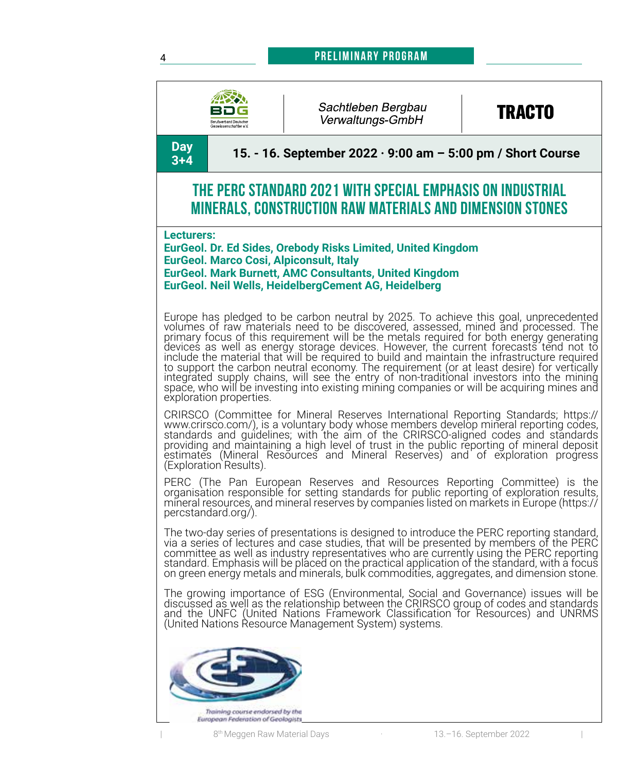Sachtleben Bergbau Verwaltungs-GmbH

TRACTO

**Day 3+4** | **15. - 16. September 2022 · 9:00 am – 5:00 pm / Short Course**

# THE PERC STANDARD 2021 WITH SPECIAL EMPHASIS ON INDUSTRIAL MINERALS, CONSTRUCTION RAW MATERIALS AND DIMENSION STONES

**Lecturers:**
**EurGeol. Dr. Ed Sides, Orebody Risks Limited, United Kingdom**
**EurGeol. Marco Cosi, Alpiconsult, Italy**
**EurGeol. Mark Burnett, AMC Consultants, United Kingdom**
**EurGeol. Neil Wells, HeidelbergCement AG, Heidelberg**

Europe has pledged to be carbon neutral by 2025. To achieve this goal, unprecedented volumes of raw materials need to be discovered, assessed, mined and processed. The primary focus of this requirement will be the metals required for both energy generating devices as well as energy storage devices. However, the current forecasts tend not to include the material that will be required to build and maintain the infrastructure required to support the carbon neutral economy. The requirement (or at least desire) for vertically integrated supply chains, will see the entry of non-traditional investors into the mining space, who will be investing into existing mining companies or will be acquiring mines and exploration properties.

CRIRSCO (Committee for Mineral Reserves International Reporting Standards; https://www.crirsco.com/), is a voluntary body whose members develop mineral reporting codes, standards and guidelines; with the aim of the CRIRSCO-aligned codes and standards providing and maintaining a high level of trust in the public reporting of mineral deposit estimates (Mineral Resources and Mineral Reserves) and of exploration progress (Exploration Results).

PERC (The Pan European Reserves and Resources Reporting Committee) is the organisation responsible for setting standards for public reporting of exploration results, mineral resources, and mineral reserves by companies listed on markets in Europe (https://percstandard.org/).

The two-day series of presentations is designed to introduce the PERC reporting standard, via a series of lectures and case studies, that will be presented by members of the PERC committee as well as industry representatives who are currently using the PERC reporting standard. Emphasis will be placed on the practical application of the standard, with a focus on green energy metals and minerals, bulk commodities, aggregates, and dimension stone.

The growing importance of ESG (Environmental, Social and Governance) issues will be discussed as well as the relationship between the CRIRSCO group of codes and standards and the UNFC (United Nations Framework Classification for Resources) and UNRMS (United Nations Resource Management System) systems.

*Training course endorsed by the European Federation of Geologists*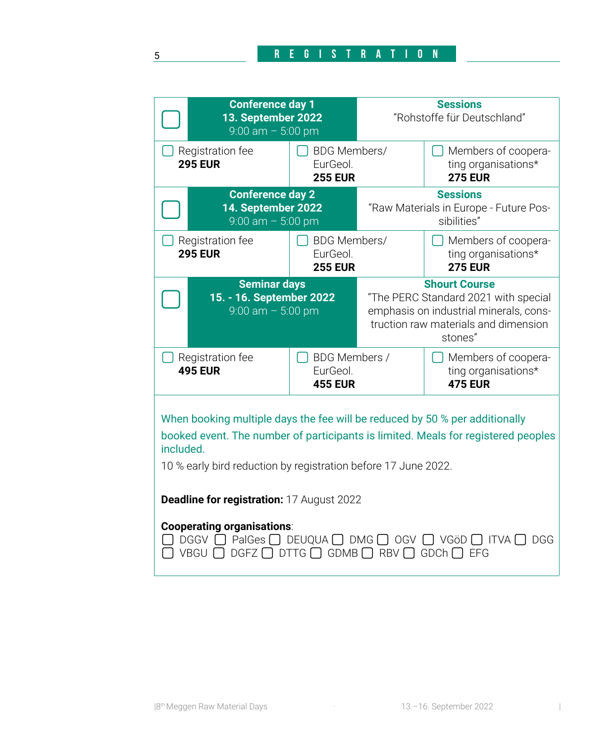## REGISTRATION

| ☐ Conference day 1<br>13. September 2022<br>9:00 am – 5:00 pm | | Sessions<br>"Rohstoffe für Deutschland" |
|---|---|---|
| ☐ Registration fee<br>**295 EUR** | ☐ BDG Members/<br>EurGeol.<br>**255 EUR** | ☐ Members of cooperating organisations*<br>**275 EUR** |
| ☐ **Conference day 2**<br>**14. September 2022**<br>9:00 am – 5:00 pm | | **Sessions**<br>"Raw Materials in Europe - Future Possibilities" |
| ☐ Registration fee<br>**295 EUR** | ☐ BDG Members/<br>EurGeol.<br>**255 EUR** | ☐ Members of cooperating organisations*<br>**275 EUR** |
| ☐ **Seminar days**<br>**15. - 16. September 2022**<br>9:00 am – 5:00 pm | | **Shourt Course**<br>"The PERC Standard 2021 with special emphasis on industrial minerals, construction raw materials and dimension stones" |
| ☐ Registration fee<br>**495 EUR** | ☐ BDG Members /<br>EurGeol.<br>**455 EUR** | ☐ Members of cooperating organisations*<br>**475 EUR** |

When booking multiple days the fee will be reduced by 50 % per additionally booked event. The number of participants is limited. Meals for registered peoples included.

10 % early bird reduction by registration before 17 June 2022.

**Deadline for registration:** 17 August 2022

**Cooperating organisations**:
☐ DGGV ☐ PalGes ☐ DEUQUA ☐ DMG ☐ OGV ☐ VGöD ☐ ITVA ☐ DGG
☐ VBGU ☐ DGFZ ☐ DTTG ☐ GDMB ☐ RBV ☐ GDCh ☐ EFG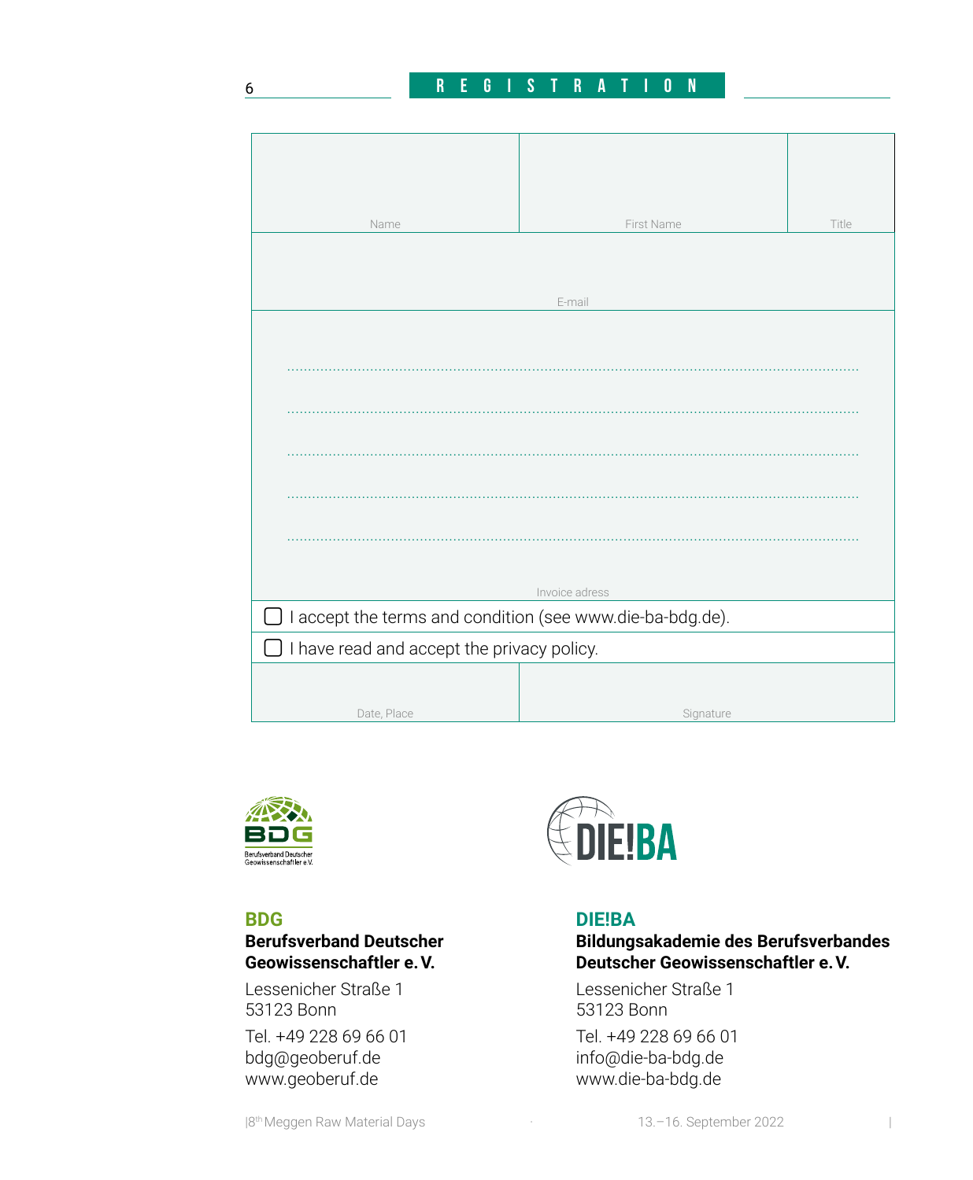# REGISTRATION

| | | |
|---|---|---|
| Name | First Name | Title |
| E-mail | | |
| Invoice adress | | |

☐ I accept the terms and condition (see www.die-ba-bdg.de).

☐ I have read and accept the privacy policy.

| | |
|---|---|
| Date, Place | Signature |

**BDG**

**Berufsverband Deutscher Geowissenschaftler e. V.**

Lessenicher Straße 1
53123 Bonn

Tel. +49 228 69 66 01
bdg@geoberuf.de
www.geoberuf.de

**DIE!BA**

**Bildungsakademie des Berufsverbandes Deutscher Geowissenschaftler e. V.**

Lessenicher Straße 1
53123 Bonn

Tel. +49 228 69 66 01
info@die-ba-bdg.de
www.die-ba-bdg.de